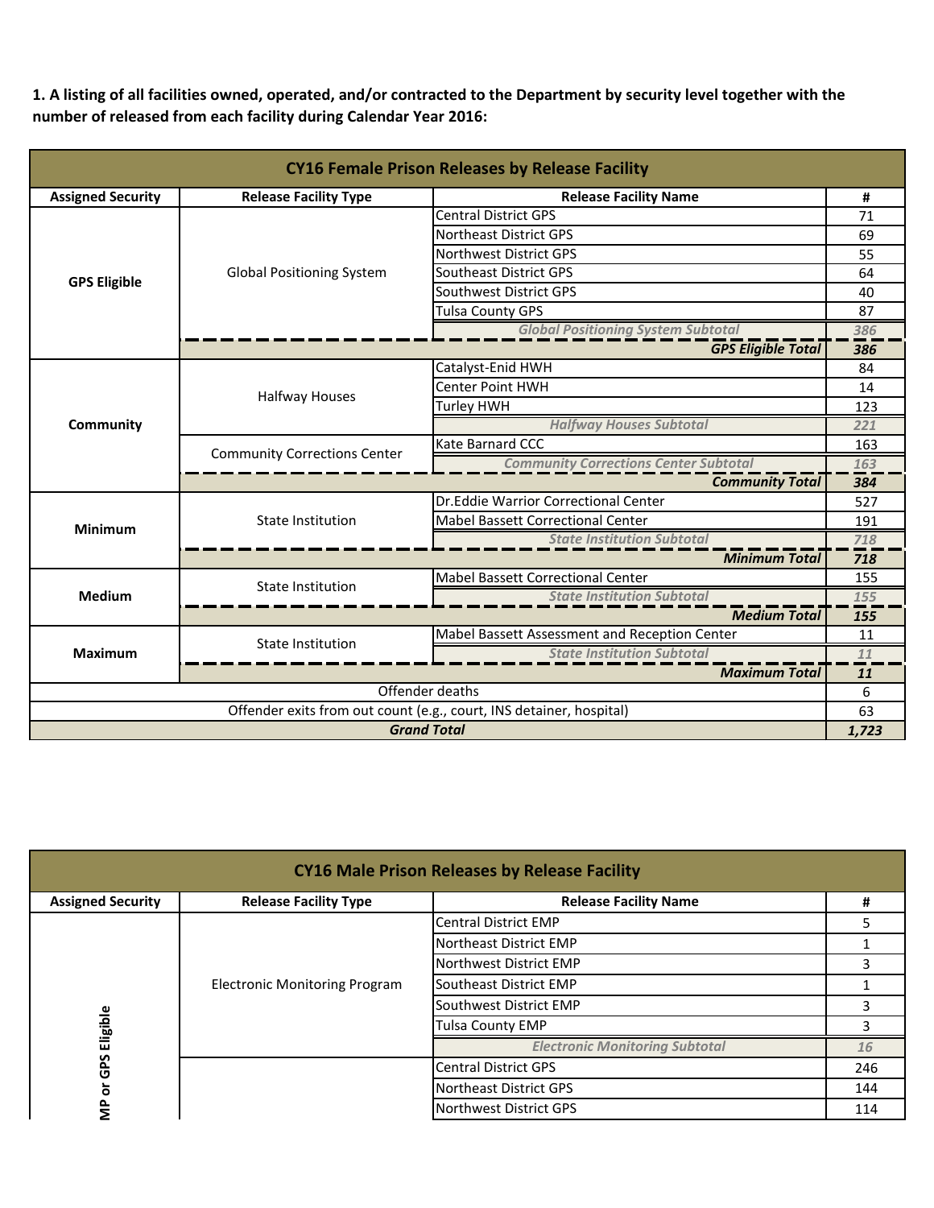**1. A listing of all facilities owned, operated, and/or contracted to the Department by security level together with the number of released from each facility during Calendar Year 2016:**

| CY16 Female Prison Releases by Release Facility | | | |
|---|---|---|---|
| **Assigned Security** | **Release Facility Type** | **Release Facility Name** | **#** |
| **GPS Eligible** | Global Positioning System | Central District GPS | 71 |
| | | Northeast District GPS | 69 |
| | | Northwest District GPS | 55 |
| | | Southeast District GPS | 64 |
| | | Southwest District GPS | 40 |
| | | Tulsa County GPS | 87 |
| | | *Global Positioning System Subtotal* | *386* |
| | | ***GPS Eligible Total*** | ***386*** |
| **Community** | Halfway Houses | Catalyst-Enid HWH | 84 |
| | | Center Point HWH | 14 |
| | | Turley HWH | 123 |
| | | *Halfway Houses Subtotal* | *221* |
| | Community Corrections Center | Kate Barnard CCC | 163 |
| | | *Community Corrections Center Subtotal* | *163* |
| | | ***Community Total*** | ***384*** |
| **Minimum** | State Institution | Dr.Eddie Warrior Correctional Center | 527 |
| | | Mabel Bassett Correctional Center | 191 |
| | | *State Institution Subtotal* | *718* |
| | | ***Minimum Total*** | ***718*** |
| **Medium** | State Institution | Mabel Bassett Correctional Center | 155 |
| | | *State Institution Subtotal* | *155* |
| | | ***Medium Total*** | ***155*** |
| **Maximum** | State Institution | Mabel Bassett Assessment and Reception Center | 11 |
| | | *State Institution Subtotal* | *11* |
| | | ***Maximum Total*** | ***11*** |
| Offender deaths | | | 6 |
| Offender exits from out count (e.g., court, INS detainer, hospital) | | | 63 |
| ***Grand Total*** | | | ***1,723*** |

| CY16 Male Prison Releases by Release Facility | | | |
|---|---|---|---|
| **Assigned Security** | **Release Facility Type** | **Release Facility Name** | **#** |
| **MP or GPS Eligible** | Electronic Monitoring Program | Central District EMP | 5 |
| | | Northeast District EMP | 1 |
| | | Northwest District EMP | 3 |
| | | Southeast District EMP | 1 |
| | | Southwest District EMP | 3 |
| | | Tulsa County EMP | 3 |
| | | *Electronic Monitoring Subtotal* | *16* |
| | | Central District GPS | 246 |
| | | Northeast District GPS | 144 |
| | | Northwest District GPS | 114 |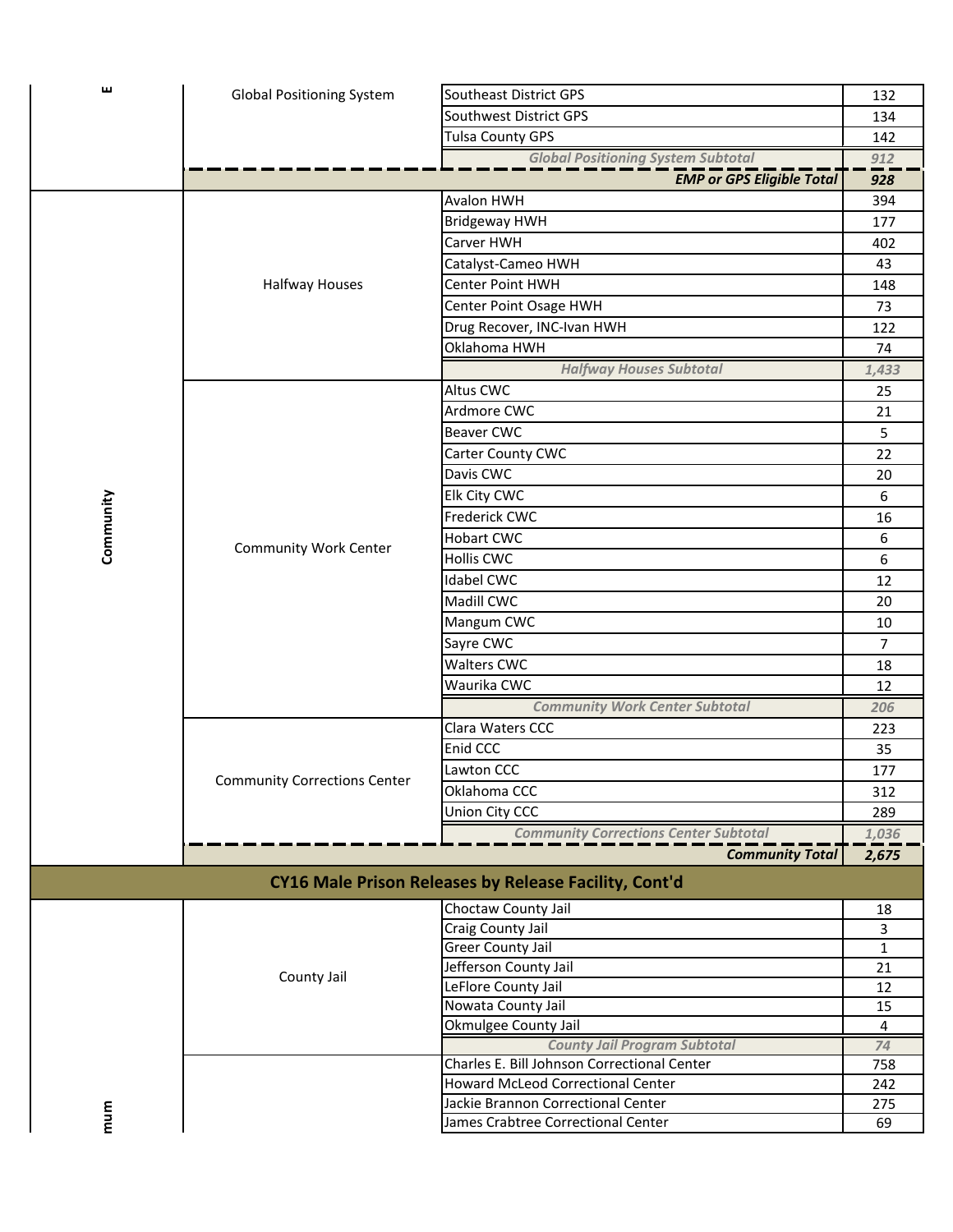| | | | |
|---|---|---|---|
| E | Global Positioning System | Southeast District GPS | 132 |
| | | Southwest District GPS | 134 |
| | | Tulsa County GPS | 142 |
| | | *Global Positioning System Subtotal* | *912* |
| | | ***EMP or GPS Eligible Total*** | ***928*** |
| Community | Halfway Houses | Avalon HWH | 394 |
| | | Bridgeway HWH | 177 |
| | | Carver HWH | 402 |
| | | Catalyst-Cameo HWH | 43 |
| | | Center Point HWH | 148 |
| | | Center Point Osage HWH | 73 |
| | | Drug Recover, INC-Ivan HWH | 122 |
| | | Oklahoma HWH | 74 |
| | | *Halfway Houses Subtotal* | *1,433* |
| | Community Work Center | Altus CWC | 25 |
| | | Ardmore CWC | 21 |
| | | Beaver CWC | 5 |
| | | Carter County CWC | 22 |
| | | Davis CWC | 20 |
| | | Elk City CWC | 6 |
| | | Frederick CWC | 16 |
| | | Hobart CWC | 6 |
| | | Hollis CWC | 6 |
| | | Idabel CWC | 12 |
| | | Madill CWC | 20 |
| | | Mangum CWC | 10 |
| | | Sayre CWC | 7 |
| | | Walters CWC | 18 |
| | | Waurika CWC | 12 |
| | | *Community Work Center Subtotal* | *206* |
| | Community Corrections Center | Clara Waters CCC | 223 |
| | | Enid CCC | 35 |
| | | Lawton CCC | 177 |
| | | Oklahoma CCC | 312 |
| | | Union City CCC | 289 |
| | | *Community Corrections Center Subtotal* | *1,036* |
| | | ***Community Total*** | ***2,675*** |

## CY16 Male Prison Releases by Release Facility, Cont'd

| | | | |
|---|---|---|---|
| mum | County Jail | Choctaw County Jail | 18 |
| | | Craig County Jail | 3 |
| | | Greer County Jail | 1 |
| | | Jefferson County Jail | 21 |
| | | LeFlore County Jail | 12 |
| | | Nowata County Jail | 15 |
| | | Okmulgee County Jail | 4 |
| | | *County Jail Program Subtotal* | *74* |
| | | Charles E. Bill Johnson Correctional Center | 758 |
| | | Howard McLeod Correctional Center | 242 |
| | | Jackie Brannon Correctional Center | 275 |
| | | James Crabtree Correctional Center | 69 |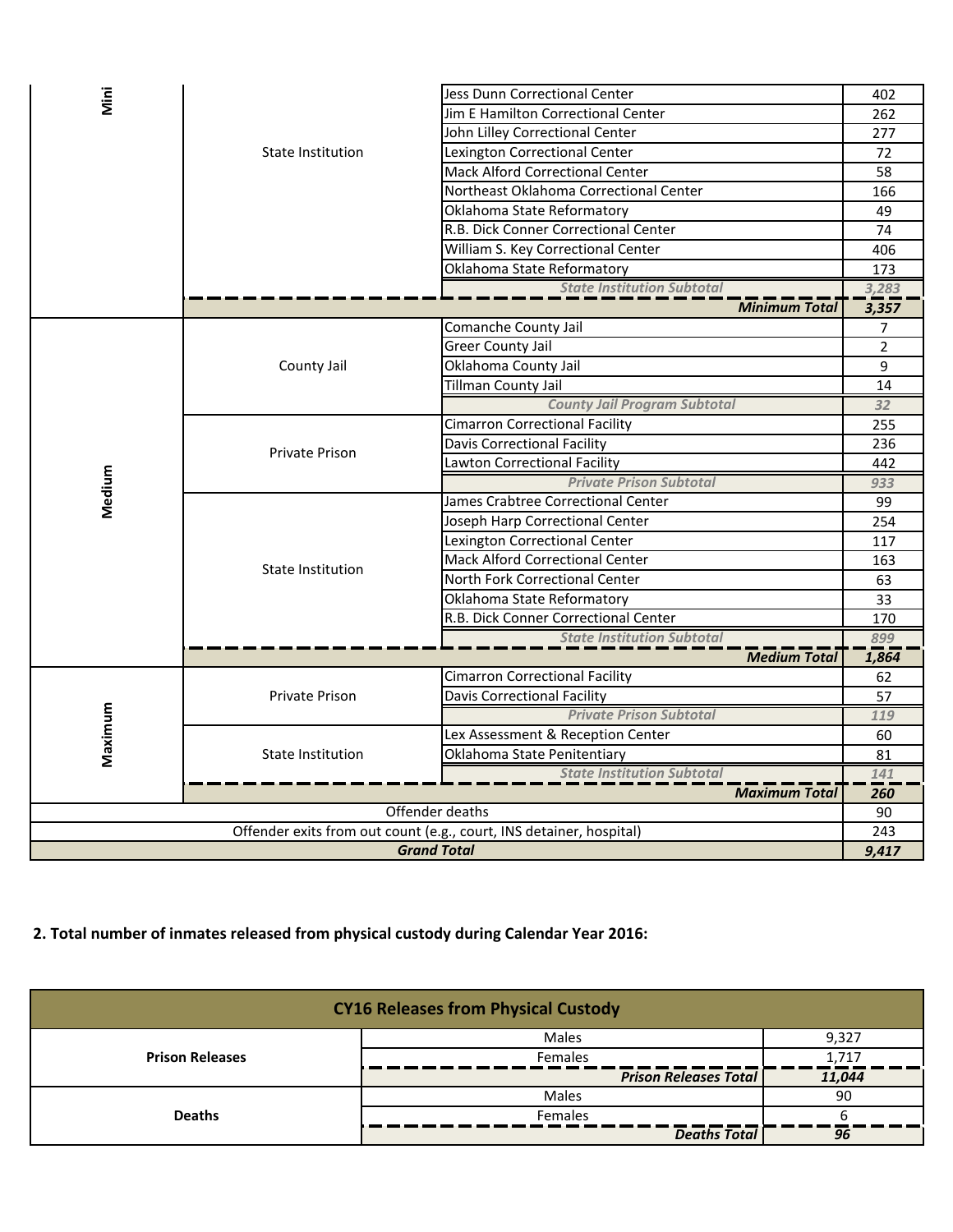| Security Level | Facility Type | Facility | Count |
|---|---|---|---|
| Mini | State Institution | Jess Dunn Correctional Center | 402 |
| | | Jim E Hamilton Correctional Center | 262 |
| | | John Lilley Correctional Center | 277 |
| | | Lexington Correctional Center | 72 |
| | | Mack Alford Correctional Center | 58 |
| | | Northeast Oklahoma Correctional Center | 166 |
| | | Oklahoma State Reformatory | 49 |
| | | R.B. Dick Conner Correctional Center | 74 |
| | | William S. Key Correctional Center | 406 |
| | | Oklahoma State Reformatory | 173 |
| | | *State Institution Subtotal* | *3,283* |
| | | ***Minimum Total*** | ***3,357*** |
| Medium | County Jail | Comanche County Jail | 7 |
| | | Greer County Jail | 2 |
| | | Oklahoma County Jail | 9 |
| | | Tillman County Jail | 14 |
| | | *County Jail Program Subtotal* | *32* |
| | Private Prison | Cimarron Correctional Facility | 255 |
| | | Davis Correctional Facility | 236 |
| | | Lawton Correctional Facility | 442 |
| | | *Private Prison Subtotal* | *933* |
| | State Institution | James Crabtree Correctional Center | 99 |
| | | Joseph Harp Correctional Center | 254 |
| | | Lexington Correctional Center | 117 |
| | | Mack Alford Correctional Center | 163 |
| | | North Fork Correctional Center | 63 |
| | | Oklahoma State Reformatory | 33 |
| | | R.B. Dick Conner Correctional Center | 170 |
| | | *State Institution Subtotal* | *899* |
| | | ***Medium Total*** | ***1,864*** |
| Maximum | Private Prison | Cimarron Correctional Facility | 62 |
| | | Davis Correctional Facility | 57 |
| | | *Private Prison Subtotal* | *119* |
| | State Institution | Lex Assessment & Reception Center | 60 |
| | | Oklahoma State Penitentiary | 81 |
| | | *State Institution Subtotal* | *141* |
| | | ***Maximum Total*** | ***260*** |
| Offender deaths | | | 90 |
| Offender exits from out count (e.g., court, INS detainer, hospital) | | | 243 |
| ***Grand Total*** | | | ***9,417*** |

**2. Total number of inmates released from physical custody during Calendar Year 2016:**

| **CY16 Releases from Physical Custody** | | |
|---|---|---|
| **Prison Releases** | Males | 9,327 |
| | Females | 1,717 |
| | ***Prison Releases Total*** | ***11,044*** |
| **Deaths** | Males | 90 |
| | Females | 6 |
| | ***Deaths Total*** | ***96*** |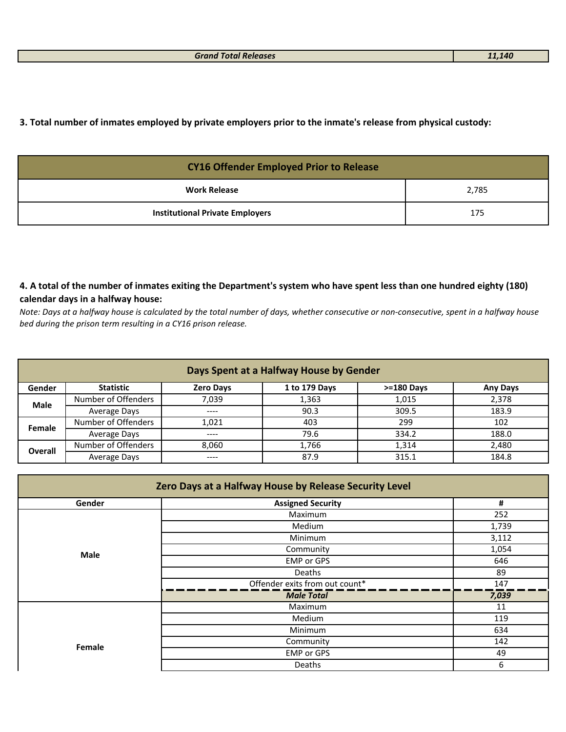| Grand Total Releases | 11,140 |
|---|---|

**3. Total number of inmates employed by private employers prior to the inmate's release from physical custody:**

| CY16 Offender Employed Prior to Release | |
|---|---|
| Work Release | 2,785 |
| Institutional Private Employers | 175 |

**4. A total of the number of inmates exiting the Department's system who have spent less than one hundred eighty (180) calendar days in a halfway house:**

*Note: Days at a halfway house is calculated by the total number of days, whether consecutive or non-consecutive, spent in a halfway house bed during the prison term resulting in a CY16 prison release.*

| Days Spent at a Halfway House by Gender | | | | | |
|---|---|---|---|---|---|
| **Gender** | **Statistic** | **Zero Days** | **1 to 179 Days** | **>=180 Days** | **Any Days** |
| **Male** | Number of Offenders | 7,039 | 1,363 | 1,015 | 2,378 |
| | Average Days | ---- | 90.3 | 309.5 | 183.9 |
| **Female** | Number of Offenders | 1,021 | 403 | 299 | 102 |
| | Average Days | ---- | 79.6 | 334.2 | 188.0 |
| **Overall** | Number of Offenders | 8,060 | 1,766 | 1,314 | 2,480 |
| | Average Days | ---- | 87.9 | 315.1 | 184.8 |

| Zero Days at a Halfway House by Release Security Level | | |
|---|---|---|
| **Gender** | **Assigned Security** | **#** |
| **Male** | Maximum | 252 |
| | Medium | 1,739 |
| | Minimum | 3,112 |
| | Community | 1,054 |
| | EMP or GPS | 646 |
| | Deaths | 89 |
| | Offender exits from out count* | 147 |
| | ***Male Total*** | ***7,039*** |
| **Female** | Maximum | 11 |
| | Medium | 119 |
| | Minimum | 634 |
| | Community | 142 |
| | EMP or GPS | 49 |
| | Deaths | 6 |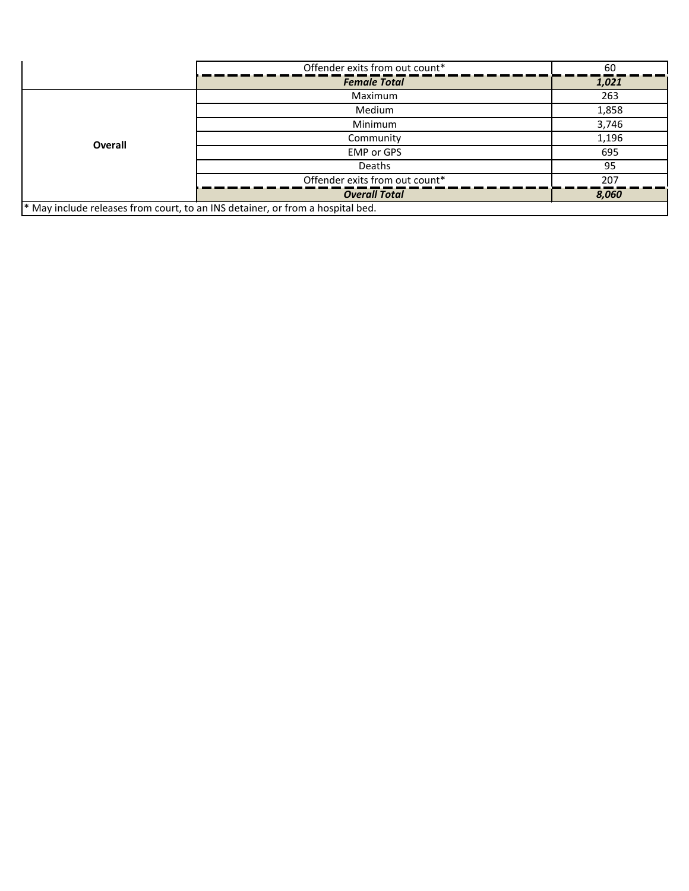| | | |
|---|---|---|
| | Offender exits from out count* | 60 |
| | ***Female Total*** | ***1,021*** |
| **Overall** | Maximum | 263 |
| | Medium | 1,858 |
| | Minimum | 3,746 |
| | Community | 1,196 |
| | EMP or GPS | 695 |
| | Deaths | 95 |
| | Offender exits from out count* | 207 |
| | ***Overall Total*** | ***8,060*** |

* May include releases from court, to an INS detainer, or from a hospital bed.